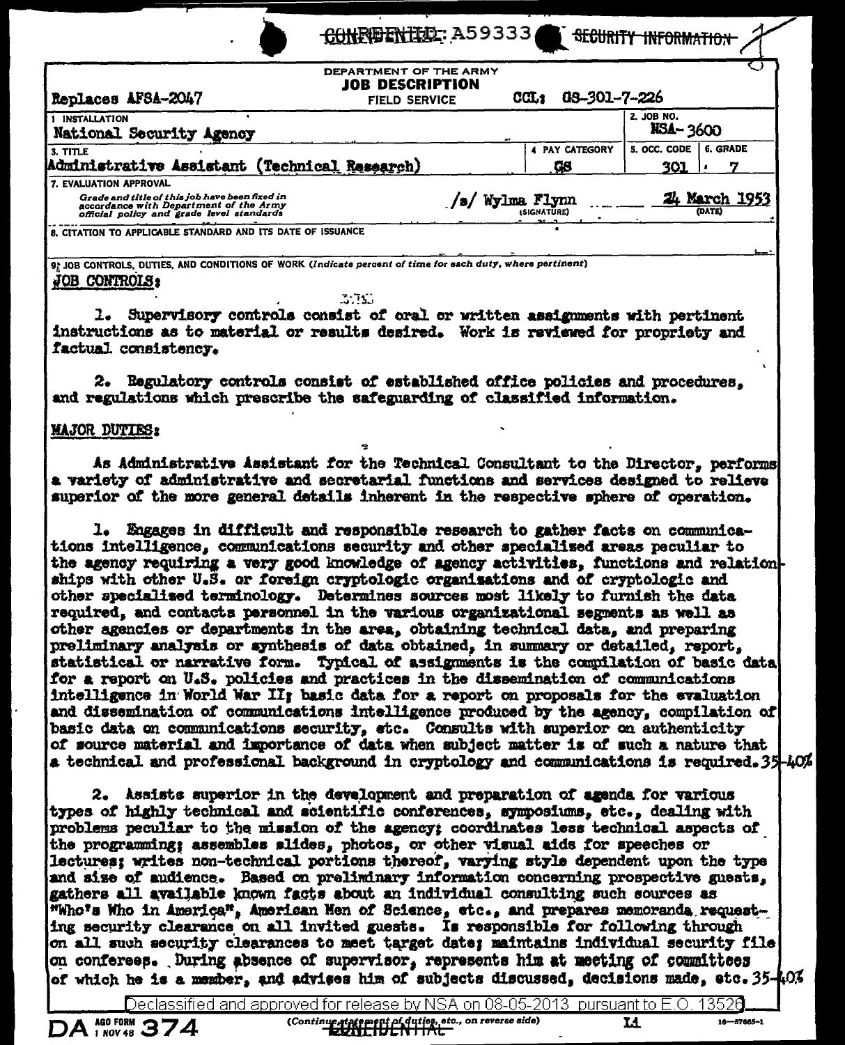CONFIDENTIAL: A59333 SECURITY INFORMATION

DEPARTMENT OF THE ARMY
**JOB DESCRIPTION**
FIELD SERVICE

Replaces AFSA-2047

CCL: GS-301-7-226

| 1. INSTALLATION | | | 2. JOB NO. |
|---|---|---|---|
| National Security Agency | | | NSA-3600 |
| 3. TITLE | 4. PAY CATEGORY | 5. OCC. CODE | 6. GRADE |
| Administrative Assistant (Technical Research) | GS | 301 | 7 |

7. EVALUATION APPROVAL
Grade and title of this job have been fixed in accordance with Department of the Army official policy and grade level standards

/s/ Wylma Flynn (SIGNATURE) — 24 March 1953 (DATE)

8. CITATION TO APPLICABLE STANDARD AND ITS DATE OF ISSUANCE

9. JOB CONTROLS, DUTIES, AND CONDITIONS OF WORK (*Indicate percent of time for each duty, where pertinent*)

## JOB CONTROLS:

1. Supervisory controls consist of oral or written assignments with pertinent instructions as to material or results desired. Work is reviewed for propriety and factual consistency.

2. Regulatory controls consist of established office policies and procedures, and regulations which prescribe the safeguarding of classified information.

## MAJOR DUTIES:

As Administrative Assistant for the Technical Consultant to the Director, performs a variety of administrative and secretarial functions and services designed to relieve superior of the more general details inherent in the respective sphere of operation.

1. Engages in difficult and responsible research to gather facts on communications intelligence, communications security and other specialized areas peculiar to the agency requiring a very good knowledge of agency activities, functions and relationships with other U.S. or foreign cryptologic organizations and of cryptologic and other specialized terminology. Determines sources most likely to furnish the data required, and contacts personnel in the various organizational segments as well as other agencies or departments in the area, obtaining technical data, and preparing preliminary analysis or synthesis of data obtained, in summary or detailed, report, statistical or narrative form. Typical of assignments is the compilation of basic data for a report on U.S. policies and practices in the dissemination of communications intelligence in World War II; basic data for a report on proposals for the evaluation and dissemination of communications intelligence produced by the agency, compilation of basic data on communications security, etc. Consults with superior on authenticity of source material and importance of data when subject matter is of such a nature that a technical and professional background in cryptology and communications is required. 35-40%

2. Assists superior in the development and preparation of agenda for various types of highly technical and scientific conferences, symposiums, etc., dealing with problems peculiar to the mission of the agency; coordinates less technical aspects of the programming; assembles slides, photos, or other visual aids for speeches or lectures; writes non-technical portions thereof, varying style dependent upon the type and size of audience. Based on preliminary information concerning prospective guests, gathers all available known facts about an individual consulting such sources as "Who's Who in America", American Men of Science, etc., and prepares memoranda requesting security clearance on all invited guests. Is responsible for following through on all such security clearances to meet target date; maintains individual security file on conferees. During absence of supervisor, represents him at meeting of committees of which he is a member, and advises him of subjects discussed, decisions made, etc. 35-40%

Declassified and approved for release by NSA on 08-05-2013 pursuant to E.O. 13526

DA AGO FORM 1 NOV 48 374 (Continue statement of duties, etc., on reverse side) CONFIDENTIAL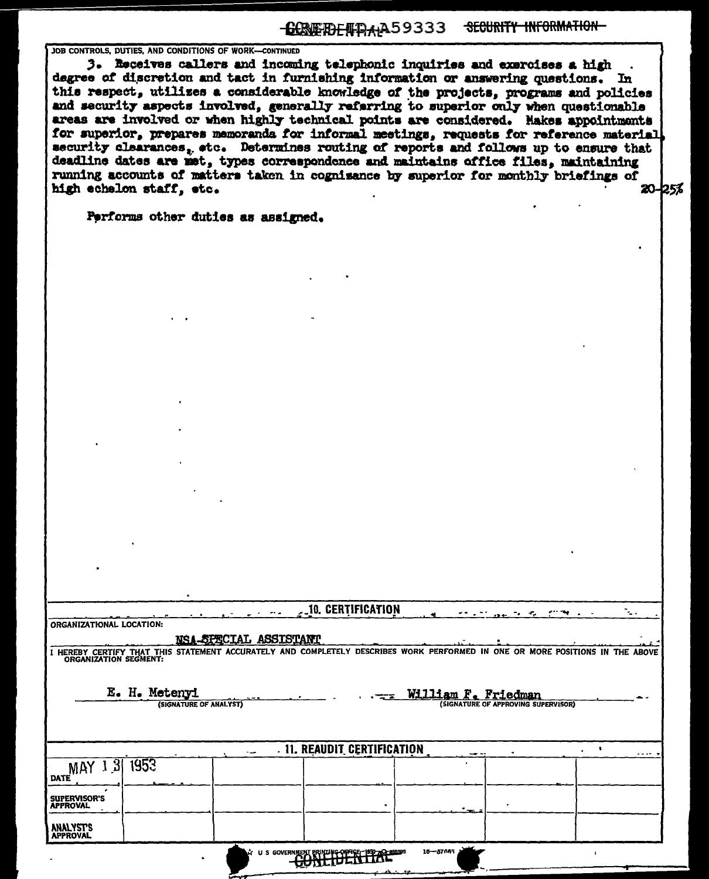CONFIDENTIAL A59333 ~~SECURITY INFORMATION~~

JOB CONTROLS, DUTIES, AND CONDITIONS OF WORK—CONTINUED

3. Receives callers and incoming telephonic inquiries and exercises a high degree of discretion and tact in furnishing information or answering questions. In this respect, utilizes a considerable knowledge of the projects, programs and policies and security aspects involved, generally referring to superior only when questionable areas are involved or when highly technical points are considered. Makes appointments for superior, prepares memoranda for informal meetings, requests for reference material, security clearances, etc. Determines routing of reports and follows up to ensure that deadline dates are met, types correspondence and maintains office files, maintaining running accounts of matters taken in cognizance by superior for monthly briefings of high echelon staff, etc. 20-25%

Performs other duties as assigned.

**10. CERTIFICATION**

ORGANIZATIONAL LOCATION:

NSA-SPECIAL ASSISTANT

I HEREBY CERTIFY THAT THIS STATEMENT ACCURATELY AND COMPLETELY DESCRIBES WORK PERFORMED IN ONE OR MORE POSITIONS IN THE ABOVE ORGANIZATION SEGMENT:

E. H. Metenyi (SIGNATURE OF ANALYST)

William F. Friedman (SIGNATURE OF APPROVING SUPERVISOR)

**11. REAUDIT CERTIFICATION**

| DATE | MAY 13 1953 | | | | | |
|---|---|---|---|---|---|---|
| SUPERVISOR'S APPROVAL | | | | | | |
| ANALYST'S APPROVAL | | | | | | |

CONFIDENTIAL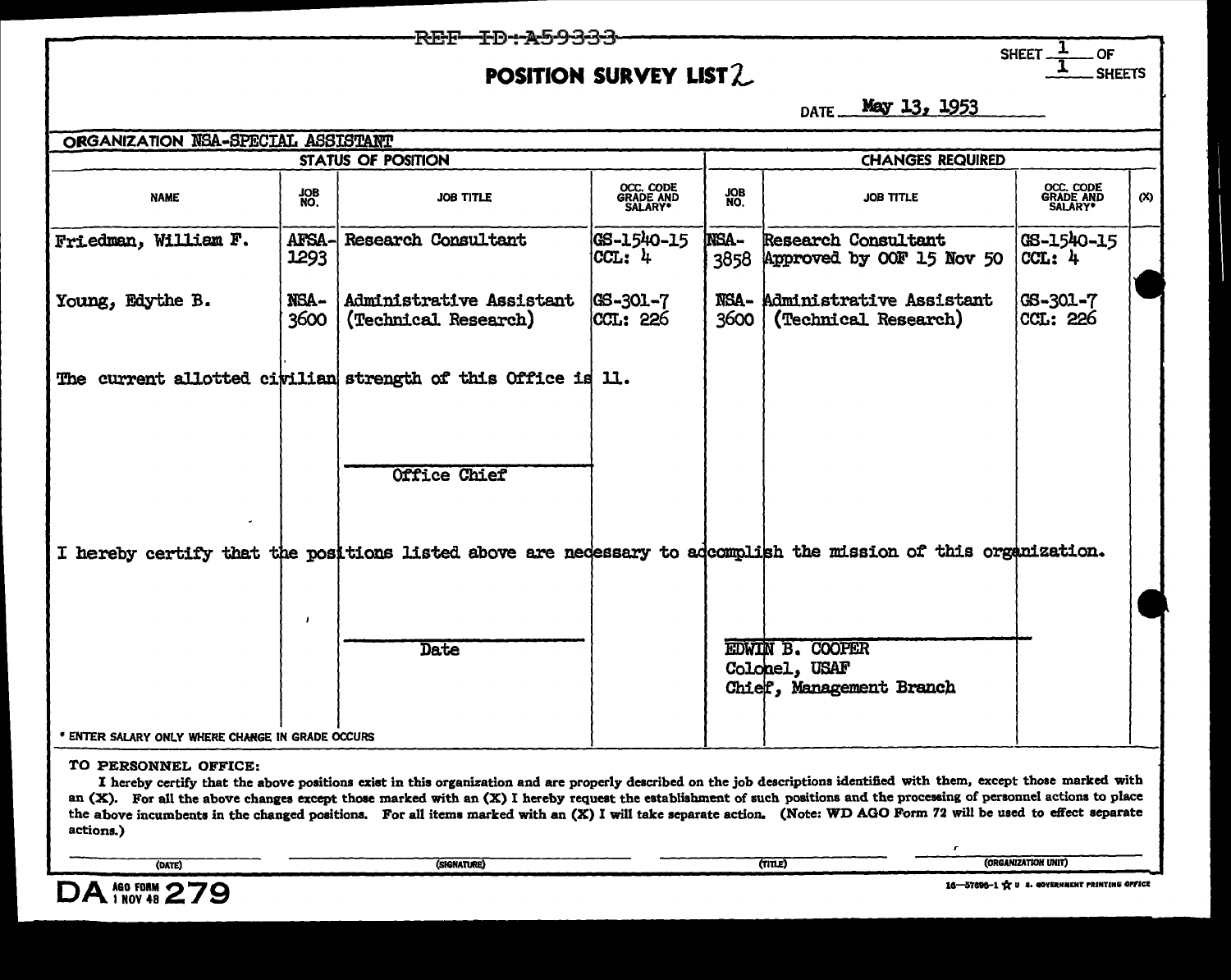REF ID:A59333

# POSITION SURVEY LIST 2

SHEET 1 OF 1 SHEETS

DATE May 13, 1953

ORGANIZATION NSA-SPECIAL ASSISTANT

| STATUS OF POSITION | | | | CHANGES REQUIRED | | | |
|---|---|---|---|---|---|---|---|
| NAME | JOB NO. | JOB TITLE | OCC. CODE GRADE AND SALARY* | JOB NO. | JOB TITLE | OCC. CODE GRADE AND SALARY* | (X) |
| Friedman, William F. | AFSA-1293 | Research Consultant | GS-1540-15 CCL: 4 | NSA-3858 | Research Consultant Approved by OOF 15 Nov 50 | GS-1540-15 CCL: 4 | |
| Young, Edythe B. | NSA-3600 | Administrative Assistant (Technical Research) | GS-301-7 CCL: 226 | NSA-3600 | Administrative Assistant (Technical Research) | GS-301-7 CCL: 226 | |

The current allotted civilian strength of this Office is 11.

Office Chief

I hereby certify that the positions listed above are necessary to accomplish the mission of this organization.

Date

EDWIN B. COOPER
Colonel, USAF
Chief, Management Branch

* ENTER SALARY ONLY WHERE CHANGE IN GRADE OCCURS

TO PERSONNEL OFFICE:

I hereby certify that the above positions exist in this organization and are properly described on the job descriptions identified with them, except those marked with an (X). For all the above changes except those marked with an (X) I hereby request the establishment of such positions and the processing of personnel actions to place the above incumbents in the changed positions. For all items marked with an (X) I will take separate action. (Note: WD AGO Form 72 will be used to effect separate actions.)

(DATE) (SIGNATURE) (TITLE) (ORGANIZATION UNIT)

DA AGO FORM 1 NOV 48 279

16—57690-1 U. S. GOVERNMENT PRINTING OFFICE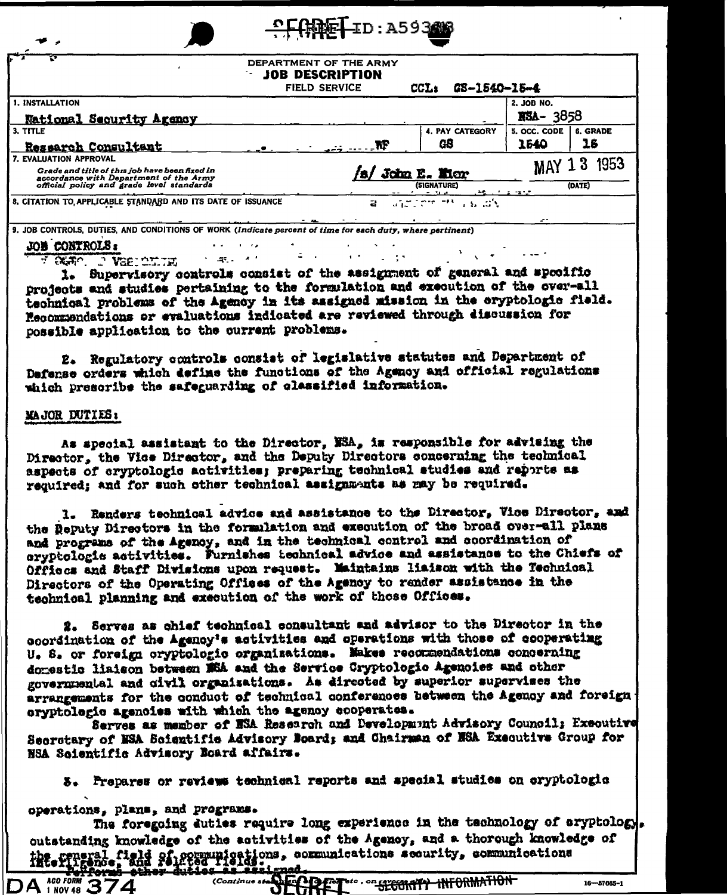SECRET ID:A59388

DEPARTMENT OF THE ARMY
**JOB DESCRIPTION**
FIELD SERVICE     CCL: GS-1540-15-4

| 1. INSTALLATION | | 2. JOB NO. | |
|---|---|---|---|
| National Security Agency | | NSA- 3858 | |
| 3. TITLE | 4. PAY CATEGORY | 5. OCC. CODE | 6. GRADE |
| Research Consultant | GS | 1540 | 15 |
| 7. EVALUATION APPROVAL<br>Grade and title of this job have been fixed in accordance with Department of the Army official policy and grade level standards | /s/ John E. Micr (SIGNATURE) | MAY 13 1953 (DATE) | |
| 8. CITATION TO APPLICABLE STANDARD AND ITS DATE OF ISSUANCE | | | |

9. JOB CONTROLS, DUTIES, AND CONDITIONS OF WORK *(Indicate percent of time for each duty, where pertinent)*

JOB CONTROLS:

1. Supervisory controls consist of the assignment of general and specific projects and studies pertaining to the formulation and execution of the over-all technical problems of the Agency in its assigned mission in the cryptologic field. Recommendations or evaluations indicated are reviewed through discussion for possible application to the current problems.

2. Regulatory controls consist of legislative statutes and Department of Defense orders which define the functions of the Agency and official regulations which prescribe the safeguarding of classified information.

MAJOR DUTIES:

As special assistant to the Director, NSA, is responsible for advising the Director, the Vice Director, and the Deputy Directors concerning the technical aspects of cryptologic activities; preparing technical studies and reports as required; and for such other technical assignments as may be required.

1. Renders technical advice and assistance to the Director, Vice Director, and the Deputy Directors in the formulation and execution of the broad over-all plans and programs of the Agency, and in the technical control and coordination of cryptologic activities. Furnishes technical advice and assistance to the Chiefs of Offices and Staff Divisions upon request. Maintains liaison with the Technical Directors of the Operating Offices of the Agency to render assistance in the technical planning and execution of the work of those Offices.

2. Serves as chief technical consultant and advisor to the Director in the coordination of the Agency's activities and operations with those of cooperating U. S. or foreign cryptologic organizations. Makes recommendations concerning domestic liaison between NSA and the Service Cryptologic Agencies and other governmental and civil organizations. As directed by superior supervises the arrangements for the conduct of technical conferences between the Agency and foreign cryptologic agencies with which the agency cooperates.
Serves as member of NSA Research and Development Advisory Council; Executive Secretary of NSA Scientific Advisory Board; and Chairman of NSA Executive Group for NSA Scientific Advisory Board affairs.

3. Prepares or reviews technical reports and special studies on cryptologic operations, plans, and programs.

The foregoing duties require long experience in the technology of cryptology, outstanding knowledge of the activities of the Agency, and a thorough knowledge of the general field of communications, communications security, communications intelligence, and related fields.
Performs other duties as assigned.

DA AGO FORM 1 NOV 48 374 *(Continue statement of duties etc., on reverse side)* SECRET SECURITY INFORMATION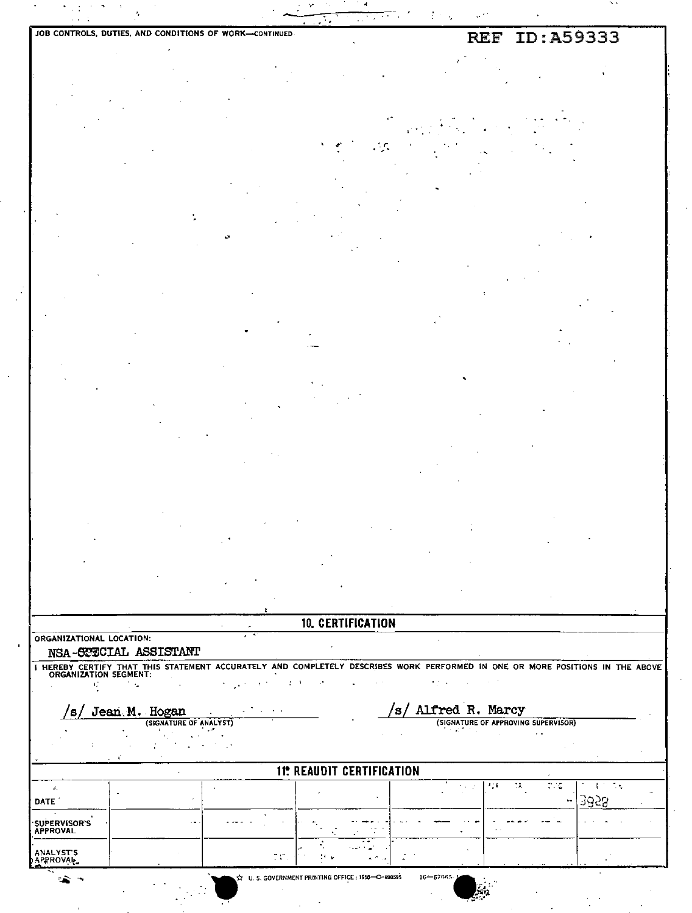JOB CONTROLS, DUTIES, AND CONDITIONS OF WORK—CONTINUED

REF ID:A59333

## 10. CERTIFICATION

ORGANIZATIONAL LOCATION:

NSA-SPECIAL ASSISTANT

I HEREBY CERTIFY THAT THIS STATEMENT ACCURATELY AND COMPLETELY DESCRIBES WORK PERFORMED IN ONE OR MORE POSITIONS IN THE ABOVE ORGANIZATION SEGMENT:

/s/ Jean M. Hogan
(SIGNATURE OF ANALYST)

/s/ Alfred R. Marcy
(SIGNATURE OF APPROVING SUPERVISOR)

## 11. REAUDIT CERTIFICATION

| | | | | | | | |
|---|---|---|---|---|---|---|---|
| DATE | | | | | | | 3928 |
| SUPERVISOR'S APPROVAL | | | | | | | |
| ANALYST'S APPROVAL | | | | | | | |

U. S. GOVERNMENT PRINTING OFFICE : 1958—O—898595 16—67065